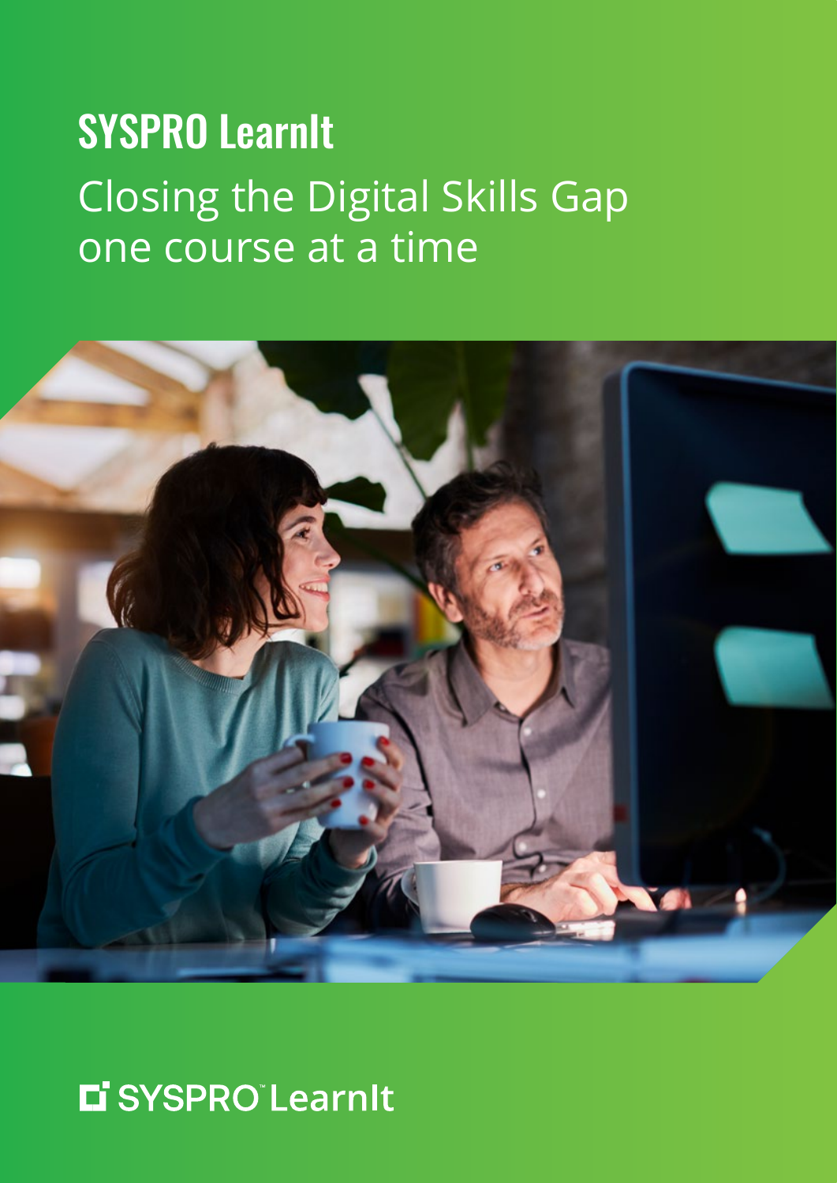# SYSPRO LearnIt

## Closing the Digital Skills Gap one course at a time

SYSPRO™ LearnIt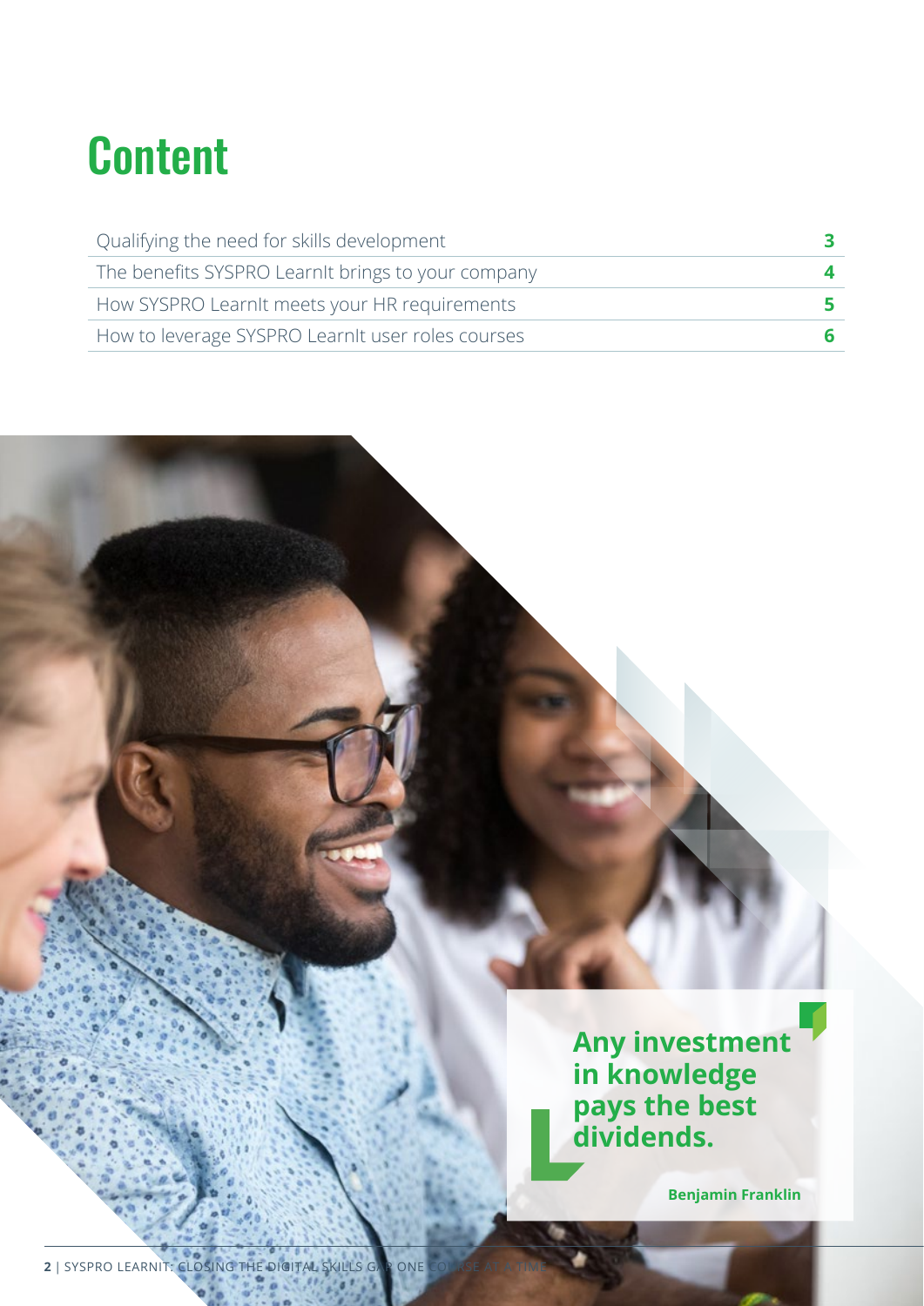# Content

| | |
|---|---|
| Qualifying the need for skills development | 3 |
| The benefits SYSPRO LearnIt brings to your company | 4 |
| How SYSPRO LearnIt meets your HR requirements | 5 |
| How to leverage SYSPRO LearnIt user roles courses | 6 |

**Any investment in knowledge pays the best dividends.**

**Benjamin Franklin**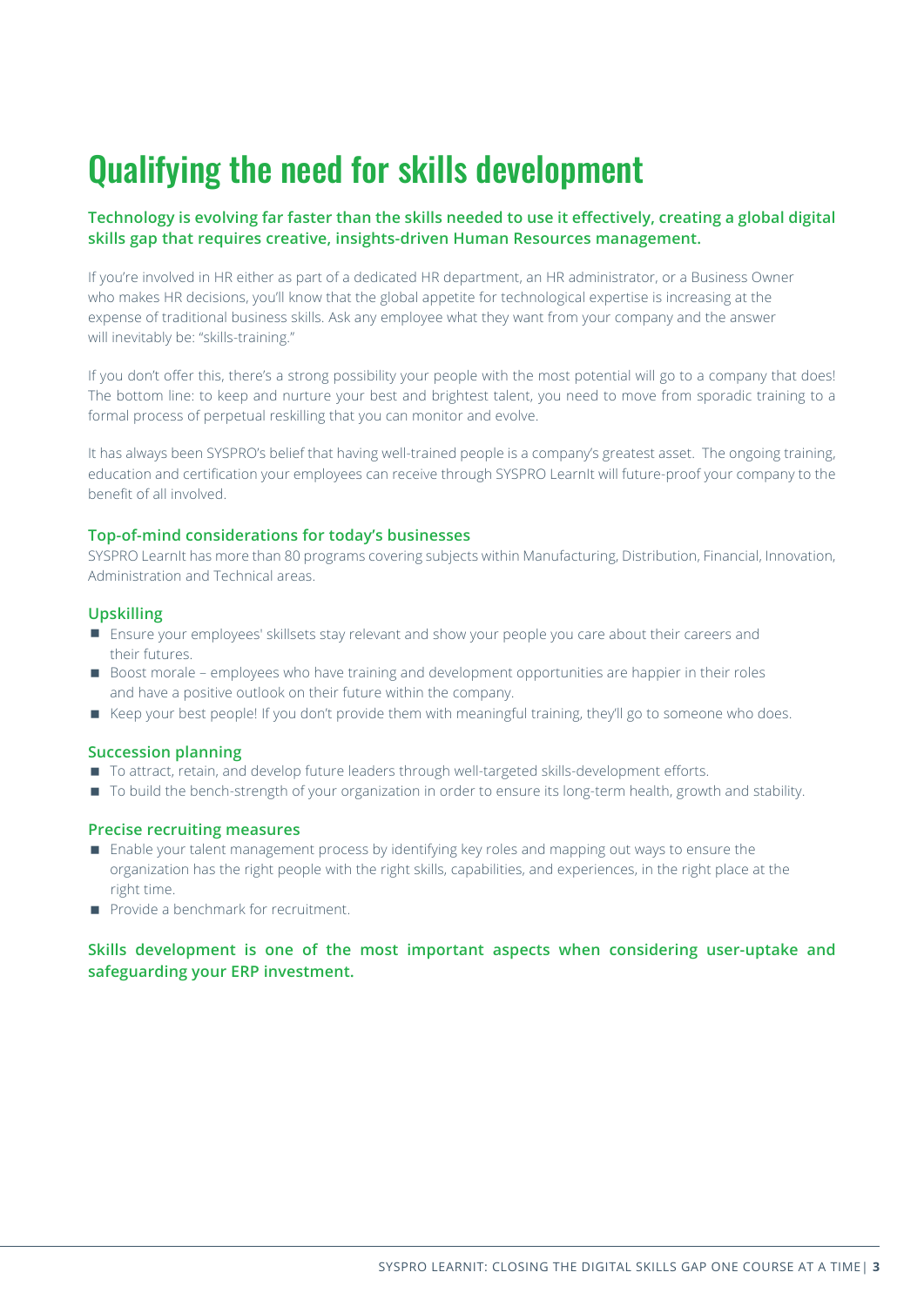# Qualifying the need for skills development

**Technology is evolving far faster than the skills needed to use it effectively, creating a global digital skills gap that requires creative, insights-driven Human Resources management.**

If you're involved in HR either as part of a dedicated HR department, an HR administrator, or a Business Owner who makes HR decisions, you'll know that the global appetite for technological expertise is increasing at the expense of traditional business skills. Ask any employee what they want from your company and the answer will inevitably be: "skills-training."

If you don't offer this, there's a strong possibility your people with the most potential will go to a company that does! The bottom line: to keep and nurture your best and brightest talent, you need to move from sporadic training to a formal process of perpetual reskilling that you can monitor and evolve.

It has always been SYSPRO's belief that having well-trained people is a company's greatest asset. The ongoing training, education and certification your employees can receive through SYSPRO LearnIt will future-proof your company to the benefit of all involved.

### Top-of-mind considerations for today's businesses

SYSPRO LearnIt has more than 80 programs covering subjects within Manufacturing, Distribution, Financial, Innovation, Administration and Technical areas.

### Upskilling

- Ensure your employees' skillsets stay relevant and show your people you care about their careers and their futures.
- Boost morale – employees who have training and development opportunities are happier in their roles and have a positive outlook on their future within the company.
- Keep your best people! If you don't provide them with meaningful training, they'll go to someone who does.

### Succession planning

- To attract, retain, and develop future leaders through well-targeted skills-development efforts.
- To build the bench-strength of your organization in order to ensure its long-term health, growth and stability.

### Precise recruiting measures

- Enable your talent management process by identifying key roles and mapping out ways to ensure the organization has the right people with the right skills, capabilities, and experiences, in the right place at the right time.
- Provide a benchmark for recruitment.

**Skills development is one of the most important aspects when considering user-uptake and safeguarding your ERP investment.**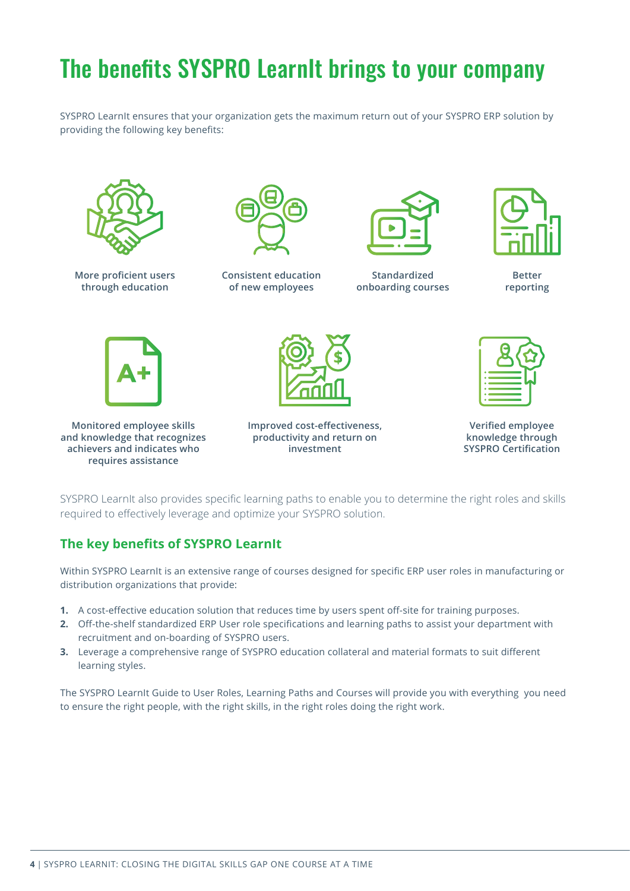# The benefits SYSPRO LearnIt brings to your company

SYSPRO LearnIt ensures that your organization gets the maximum return out of your SYSPRO ERP solution by providing the following key benefits:

**More proficient users through education**

**Consistent education of new employees**

**Standardized onboarding courses**

**Better reporting**

**Monitored employee skills and knowledge that recognizes achievers and indicates who requires assistance**

**Improved cost-effectiveness, productivity and return on investment**

**Verified employee knowledge through SYSPRO Certification**

SYSPRO LearnIt also provides specific learning paths to enable you to determine the right roles and skills required to effectively leverage and optimize your SYSPRO solution.

## The key benefits of SYSPRO LearnIt

Within SYSPRO LearnIt is an extensive range of courses designed for specific ERP user roles in manufacturing or distribution organizations that provide:

1. A cost-effective education solution that reduces time by users spent off-site for training purposes.
2. Off-the-shelf standardized ERP User role specifications and learning paths to assist your department with recruitment and on-boarding of SYSPRO users.
3. Leverage a comprehensive range of SYSPRO education collateral and material formats to suit different learning styles.

The SYSPRO LearnIt Guide to User Roles, Learning Paths and Courses will provide you with everything you need to ensure the right people, with the right skills, in the right roles doing the right work.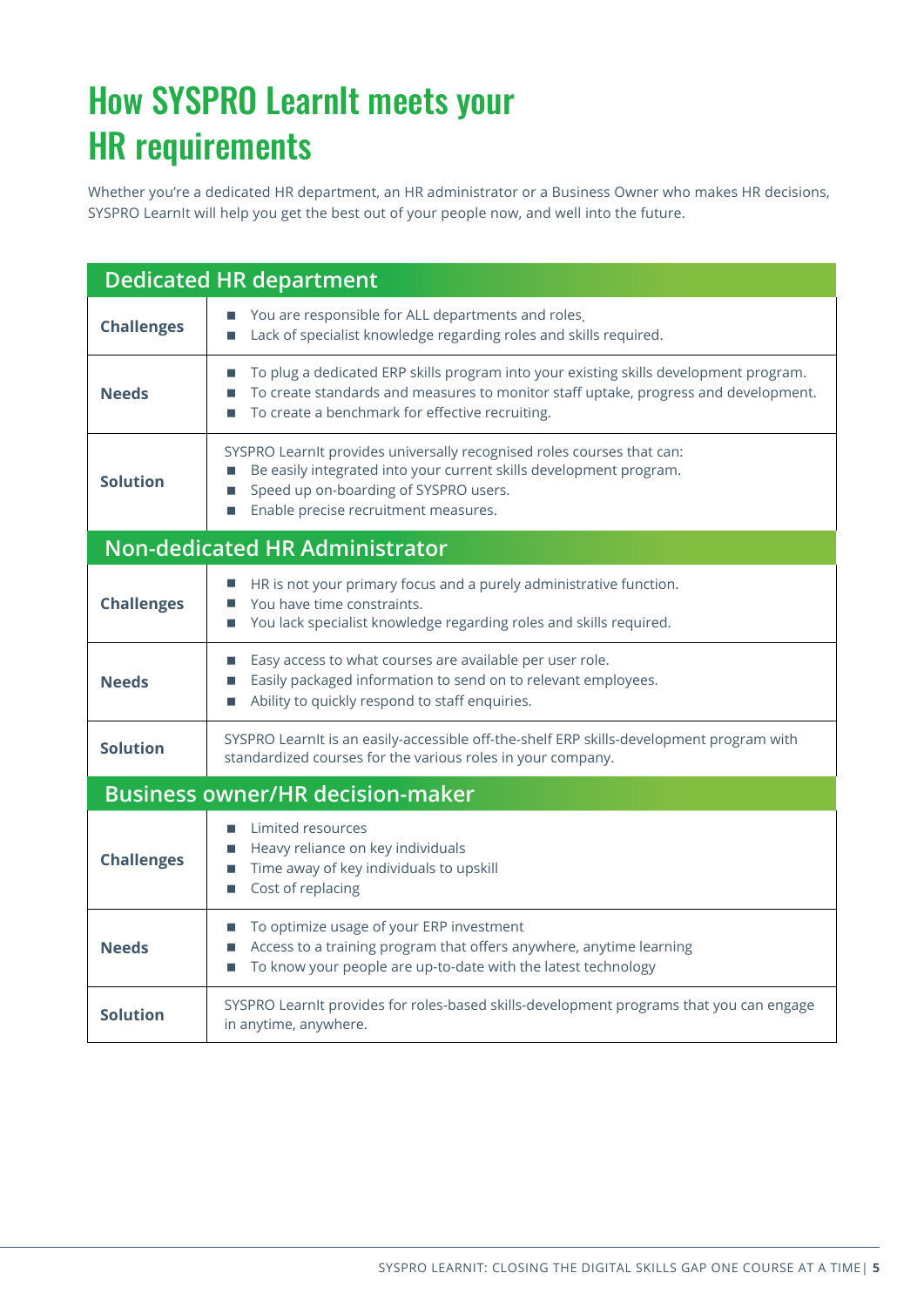# How SYSPRO LearnIt meets your HR requirements

Whether you're a dedicated HR department, an HR administrator or a Business Owner who makes HR decisions, SYSPRO LearnIt will help you get the best out of your people now, and well into the future.

| Dedicated HR department | |
|---|---|
| **Challenges** | ■ You are responsible for ALL departments and roles.<br>■ Lack of specialist knowledge regarding roles and skills required. |
| **Needs** | ■ To plug a dedicated ERP skills program into your existing skills development program.<br>■ To create standards and measures to monitor staff uptake, progress and development.<br>■ To create a benchmark for effective recruiting. |
| **Solution** | SYSPRO LearnIt provides universally recognised roles courses that can:<br>■ Be easily integrated into your current skills development program.<br>■ Speed up on-boarding of SYSPRO users.<br>■ Enable precise recruitment measures. |

| Non-dedicated HR Administrator | |
|---|---|
| **Challenges** | ■ HR is not your primary focus and a purely administrative function.<br>■ You have time constraints.<br>■ You lack specialist knowledge regarding roles and skills required. |
| **Needs** | ■ Easy access to what courses are available per user role.<br>■ Easily packaged information to send on to relevant employees.<br>■ Ability to quickly respond to staff enquiries. |
| **Solution** | SYSPRO LearnIt is an easily-accessible off-the-shelf ERP skills-development program with standardized courses for the various roles in your company. |

| Business owner/HR decision-maker | |
|---|---|
| **Challenges** | ■ Limited resources<br>■ Heavy reliance on key individuals<br>■ Time away of key individuals to upskill<br>■ Cost of replacing |
| **Needs** | ■ To optimize usage of your ERP investment<br>■ Access to a training program that offers anywhere, anytime learning<br>■ To know your people are up-to-date with the latest technology |
| **Solution** | SYSPRO LearnIt provides for roles-based skills-development programs that you can engage in anytime, anywhere. |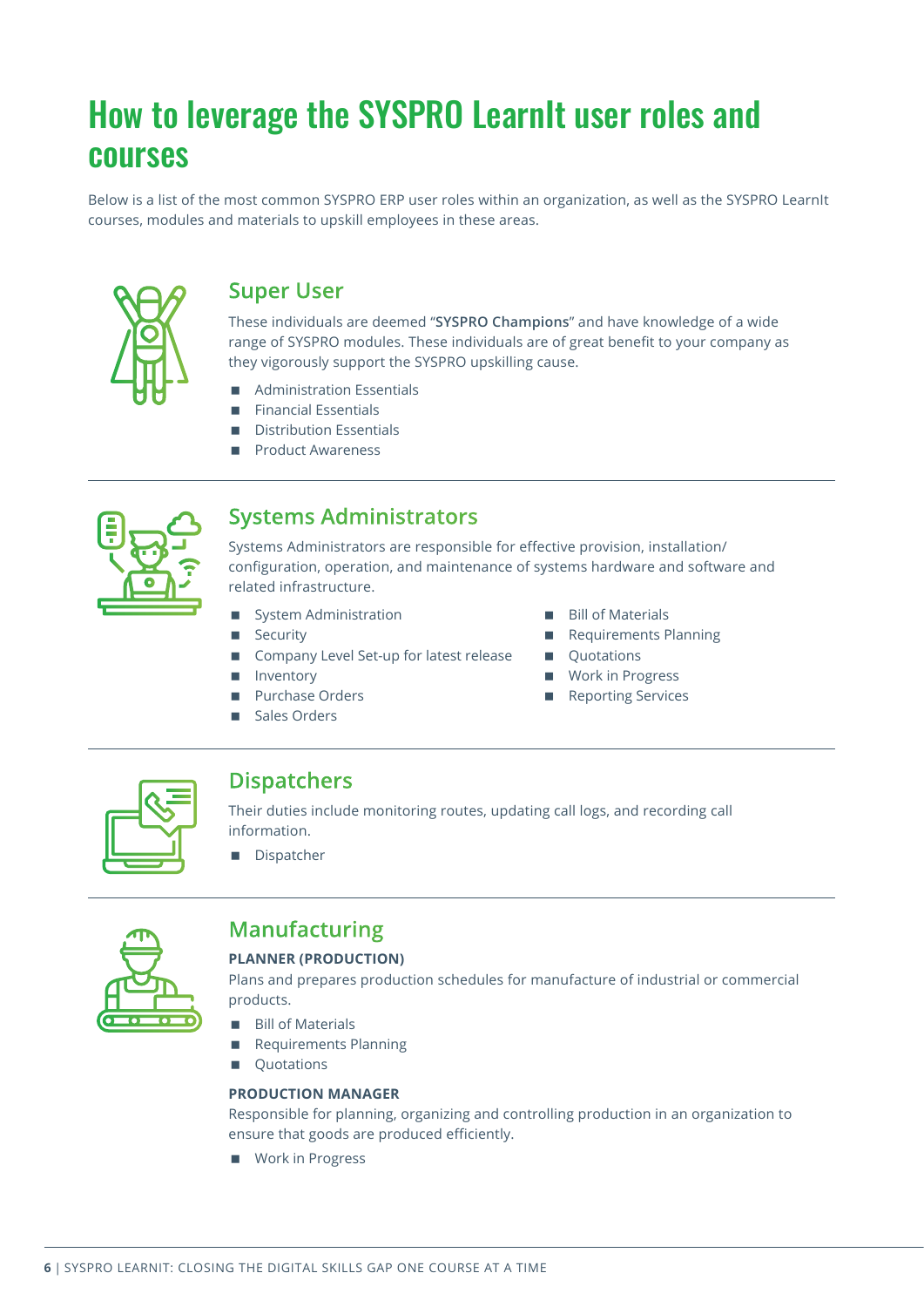# How to leverage the SYSPRO LearnIt user roles and courses

Below is a list of the most common SYSPRO ERP user roles within an organization, as well as the SYSPRO LearnIt courses, modules and materials to upskill employees in these areas.

## Super User

These individuals are deemed "**SYSPRO Champions**" and have knowledge of a wide range of SYSPRO modules. These individuals are of great benefit to your company as they vigorously support the SYSPRO upskilling cause.

- Administration Essentials
- Financial Essentials
- Distribution Essentials
- Product Awareness

---

## Systems Administrators

Systems Administrators are responsible for effective provision, installation/configuration, operation, and maintenance of systems hardware and software and related infrastructure.

- System Administration
- Security
- Company Level Set-up for latest release
- Inventory
- Purchase Orders
- Sales Orders
- Bill of Materials
- Requirements Planning
- Quotations
- Work in Progress
- Reporting Services

---

## Dispatchers

Their duties include monitoring routes, updating call logs, and recording call information.

- Dispatcher

---

## Manufacturing

**PLANNER (PRODUCTION)**

Plans and prepares production schedules for manufacture of industrial or commercial products.

- Bill of Materials
- Requirements Planning
- Quotations

**PRODUCTION MANAGER**

Responsible for planning, organizing and controlling production in an organization to ensure that goods are produced efficiently.

- Work in Progress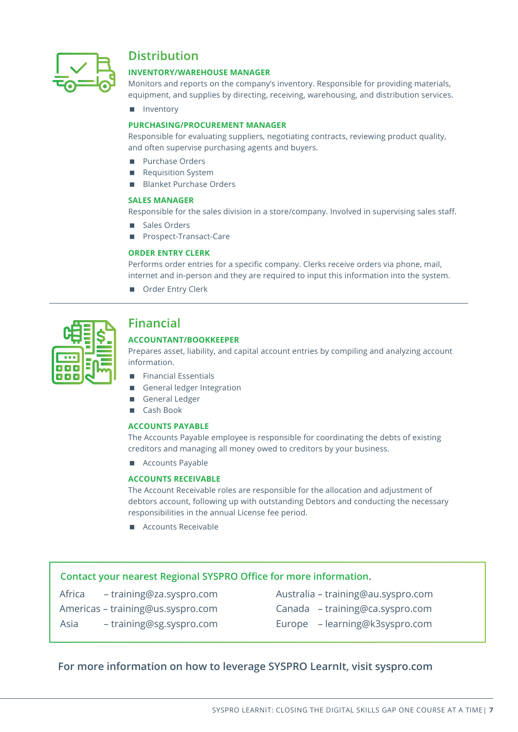## Distribution

### INVENTORY/WAREHOUSE MANAGER

Monitors and reports on the company's inventory. Responsible for providing materials, equipment, and supplies by directing, receiving, warehousing, and distribution services.

- Inventory

### PURCHASING/PROCUREMENT MANAGER

Responsible for evaluating suppliers, negotiating contracts, reviewing product quality, and often supervise purchasing agents and buyers.

- Purchase Orders
- Requisition System
- Blanket Purchase Orders

### SALES MANAGER

Responsible for the sales division in a store/company. Involved in supervising sales staff.

- Sales Orders
- Prospect-Transact-Care

### ORDER ENTRY CLERK

Performs order entries for a specific company. Clerks receive orders via phone, mail, internet and in-person and they are required to input this information into the system.

- Order Entry Clerk

---

## Financial

### ACCOUNTANT/BOOKKEEPER

Prepares asset, liability, and capital account entries by compiling and analyzing account information.

- Financial Essentials
- General ledger Integration
- General Ledger
- Cash Book

### ACCOUNTS PAYABLE

The Accounts Payable employee is responsible for coordinating the debts of existing creditors and managing all money owed to creditors by your business.

- Accounts Payable

### ACCOUNTS RECEIVABLE

The Account Receivable roles are responsible for the allocation and adjustment of debtors account, following up with outstanding Debtors and conducting the necessary responsibilities in the annual License fee period.

- Accounts Receivable

---

**Contact your nearest Regional SYSPRO Office for more information.**

Africa – training@za.syspro.com
Americas – training@us.syspro.com
Asia – training@sg.syspro.com
Australia – training@au.syspro.com
Canada – training@ca.syspro.com
Europe – learning@k3syspro.com

**For more information on how to leverage SYSPRO LearnIt, visit syspro.com**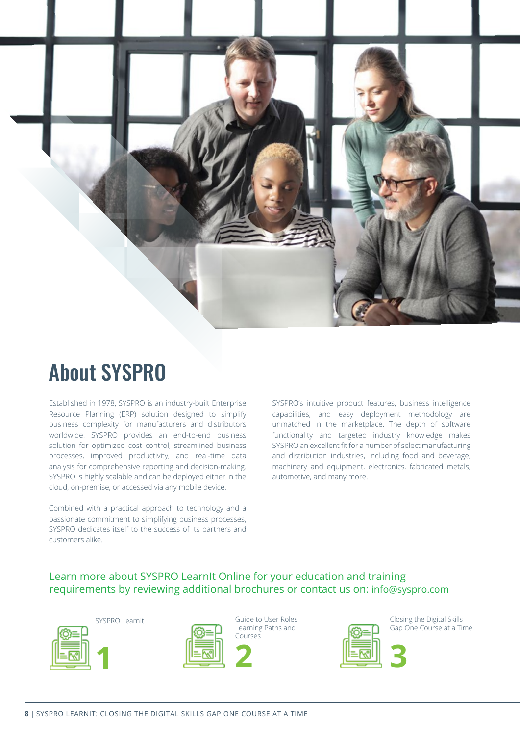# About SYSPRO

Established in 1978, SYSPRO is an industry-built Enterprise Resource Planning (ERP) solution designed to simplify business complexity for manufacturers and distributors worldwide. SYSPRO provides an end-to-end business solution for optimized cost control, streamlined business processes, improved productivity, and real-time data analysis for comprehensive reporting and decision-making. SYSPRO is highly scalable and can be deployed either in the cloud, on-premise, or accessed via any mobile device.

Combined with a practical approach to technology and a passionate commitment to simplifying business processes, SYSPRO dedicates itself to the success of its partners and customers alike.

SYSPRO's intuitive product features, business intelligence capabilities, and easy deployment methodology are unmatched in the marketplace. The depth of software functionality and targeted industry knowledge makes SYSPRO an excellent fit for a number of select manufacturing and distribution industries, including food and beverage, machinery and equipment, electronics, fabricated metals, automotive, and many more.

Learn more about SYSPRO LearnIt Online for your education and training requirements by reviewing additional brochures or contact us on: info@syspro.com

**1** SYSPRO LearnIt

**2** Guide to User Roles Learning Paths and Courses

**3** Closing the Digital Skills Gap One Course at a Time.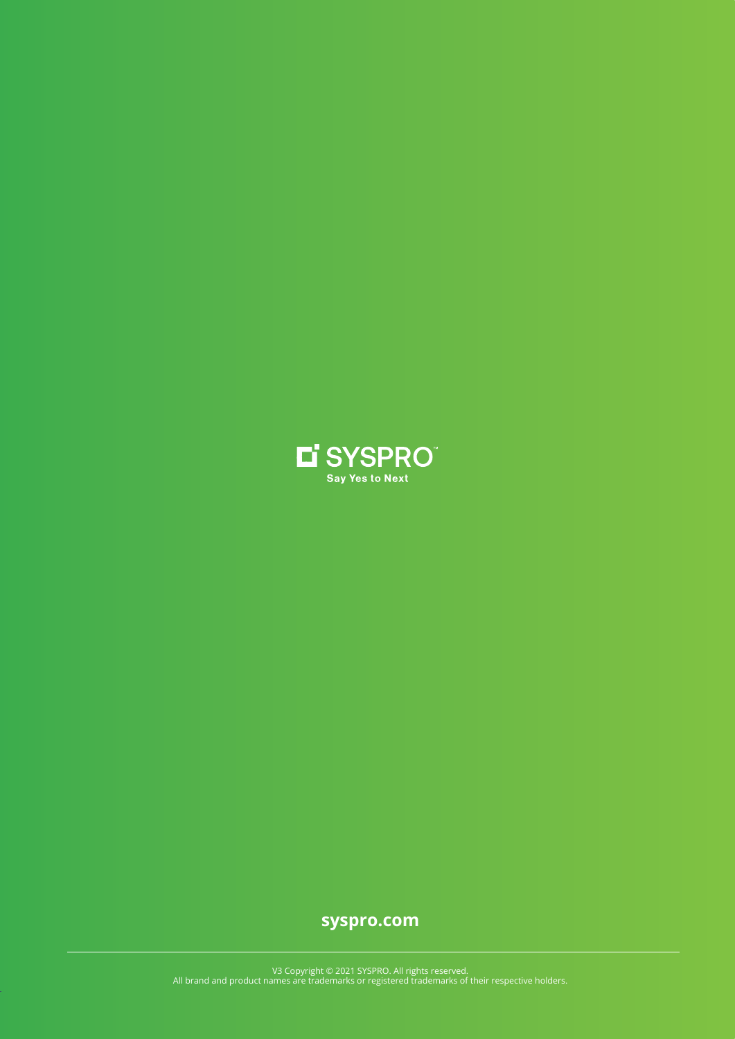SYSPRO™

Say Yes to Next

**syspro.com**

---

V3 Copyright © 2021 SYSPRO. All rights reserved.
All brand and product names are trademarks or registered trademarks of their respective holders.